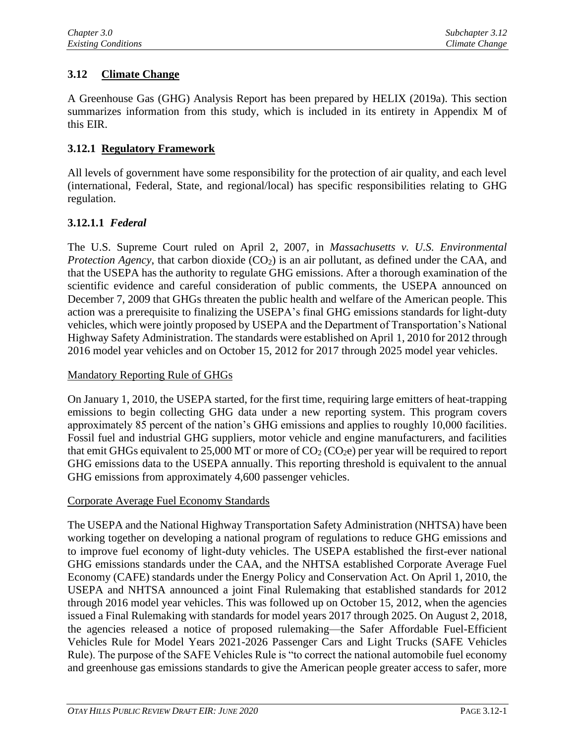## 3.12 Climate Change

A Greenhouse Gas (GHG) Analysis Report has been prepared by HELIX (2019a). This section summarizes information from this study, which is included in its entirety in Appendix M of this EIR.

### 3.12.1 Regulatory Framework

All levels of government have some responsibility for the protection of air quality, and each level (international, Federal, State, and regional/local) has specific responsibilities relating to GHG regulation.

#### 3.12.1.1 *Federal*

The U.S. Supreme Court ruled on April 2, 2007, in *Massachusetts v. U.S. Environmental Protection Agency*, that carbon dioxide ($CO_2$) is an air pollutant, as defined under the CAA, and that the USEPA has the authority to regulate GHG emissions. After a thorough examination of the scientific evidence and careful consideration of public comments, the USEPA announced on December 7, 2009 that GHGs threaten the public health and welfare of the American people. This action was a prerequisite to finalizing the USEPA's final GHG emissions standards for light-duty vehicles, which were jointly proposed by USEPA and the Department of Transportation's National Highway Safety Administration. The standards were established on April 1, 2010 for 2012 through 2016 model year vehicles and on October 15, 2012 for 2017 through 2025 model year vehicles.

Mandatory Reporting Rule of GHGs

On January 1, 2010, the USEPA started, for the first time, requiring large emitters of heat-trapping emissions to begin collecting GHG data under a new reporting system. This program covers approximately 85 percent of the nation's GHG emissions and applies to roughly 10,000 facilities. Fossil fuel and industrial GHG suppliers, motor vehicle and engine manufacturers, and facilities that emit GHGs equivalent to 25,000 MT or more of $CO_2$ ($CO_2e$) per year will be required to report GHG emissions data to the USEPA annually. This reporting threshold is equivalent to the annual GHG emissions from approximately 4,600 passenger vehicles.

Corporate Average Fuel Economy Standards

The USEPA and the National Highway Transportation Safety Administration (NHTSA) have been working together on developing a national program of regulations to reduce GHG emissions and to improve fuel economy of light-duty vehicles. The USEPA established the first-ever national GHG emissions standards under the CAA, and the NHTSA established Corporate Average Fuel Economy (CAFE) standards under the Energy Policy and Conservation Act. On April 1, 2010, the USEPA and NHTSA announced a joint Final Rulemaking that established standards for 2012 through 2016 model year vehicles. This was followed up on October 15, 2012, when the agencies issued a Final Rulemaking with standards for model years 2017 through 2025. On August 2, 2018, the agencies released a notice of proposed rulemaking—the Safer Affordable Fuel-Efficient Vehicles Rule for Model Years 2021-2026 Passenger Cars and Light Trucks (SAFE Vehicles Rule). The purpose of the SAFE Vehicles Rule is "to correct the national automobile fuel economy and greenhouse gas emissions standards to give the American people greater access to safer, more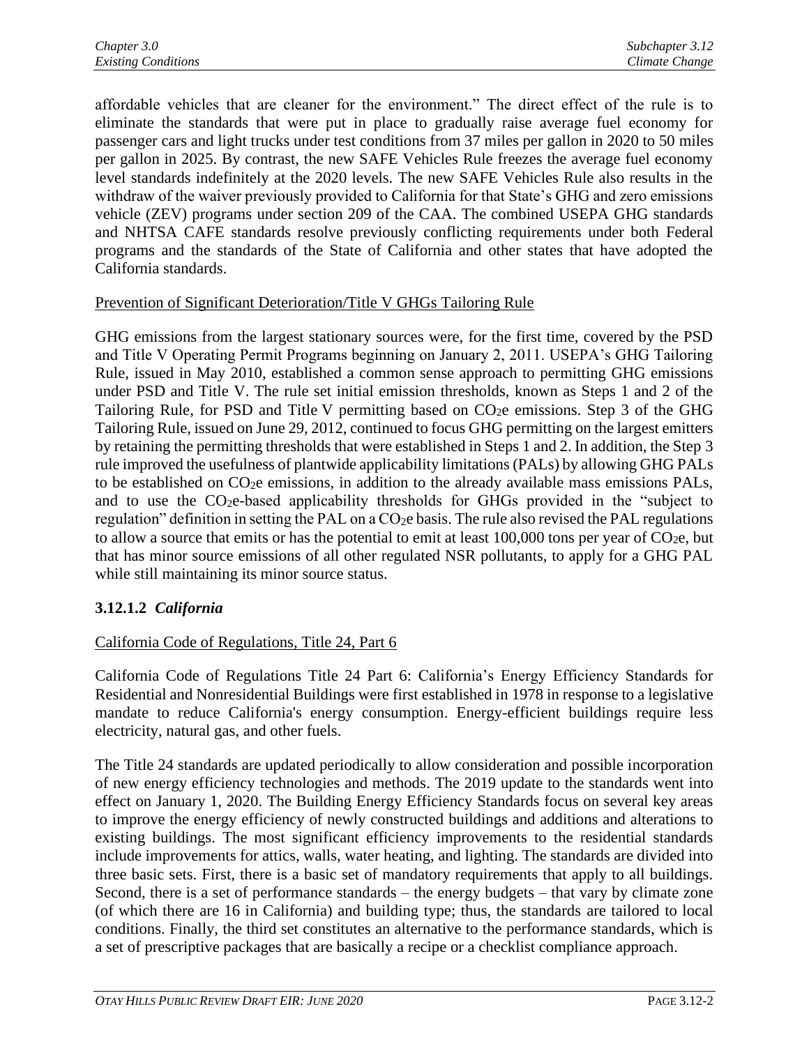affordable vehicles that are cleaner for the environment." The direct effect of the rule is to eliminate the standards that were put in place to gradually raise average fuel economy for passenger cars and light trucks under test conditions from 37 miles per gallon in 2020 to 50 miles per gallon in 2025. By contrast, the new SAFE Vehicles Rule freezes the average fuel economy level standards indefinitely at the 2020 levels. The new SAFE Vehicles Rule also results in the withdraw of the waiver previously provided to California for that State's GHG and zero emissions vehicle (ZEV) programs under section 209 of the CAA. The combined USEPA GHG standards and NHTSA CAFE standards resolve previously conflicting requirements under both Federal programs and the standards of the State of California and other states that have adopted the California standards.

Prevention of Significant Deterioration/Title V GHGs Tailoring Rule

GHG emissions from the largest stationary sources were, for the first time, covered by the PSD and Title V Operating Permit Programs beginning on January 2, 2011. USEPA's GHG Tailoring Rule, issued in May 2010, established a common sense approach to permitting GHG emissions under PSD and Title V. The rule set initial emission thresholds, known as Steps 1 and 2 of the Tailoring Rule, for PSD and Title V permitting based on $CO_2e$ emissions. Step 3 of the GHG Tailoring Rule, issued on June 29, 2012, continued to focus GHG permitting on the largest emitters by retaining the permitting thresholds that were established in Steps 1 and 2. In addition, the Step 3 rule improved the usefulness of plantwide applicability limitations (PALs) by allowing GHG PALs to be established on $CO_2e$ emissions, in addition to the already available mass emissions PALs, and to use the $CO_2e$-based applicability thresholds for GHGs provided in the "subject to regulation" definition in setting the PAL on a $CO_2e$ basis. The rule also revised the PAL regulations to allow a source that emits or has the potential to emit at least 100,000 tons per year of $CO_2e$, but that has minor source emissions of all other regulated NSR pollutants, to apply for a GHG PAL while still maintaining its minor source status.

### 3.12.1.2 *California*

California Code of Regulations, Title 24, Part 6

California Code of Regulations Title 24 Part 6: California's Energy Efficiency Standards for Residential and Nonresidential Buildings were first established in 1978 in response to a legislative mandate to reduce California's energy consumption. Energy-efficient buildings require less electricity, natural gas, and other fuels.

The Title 24 standards are updated periodically to allow consideration and possible incorporation of new energy efficiency technologies and methods. The 2019 update to the standards went into effect on January 1, 2020. The Building Energy Efficiency Standards focus on several key areas to improve the energy efficiency of newly constructed buildings and additions and alterations to existing buildings. The most significant efficiency improvements to the residential standards include improvements for attics, walls, water heating, and lighting. The standards are divided into three basic sets. First, there is a basic set of mandatory requirements that apply to all buildings. Second, there is a set of performance standards – the energy budgets – that vary by climate zone (of which there are 16 in California) and building type; thus, the standards are tailored to local conditions. Finally, the third set constitutes an alternative to the performance standards, which is a set of prescriptive packages that are basically a recipe or a checklist compliance approach.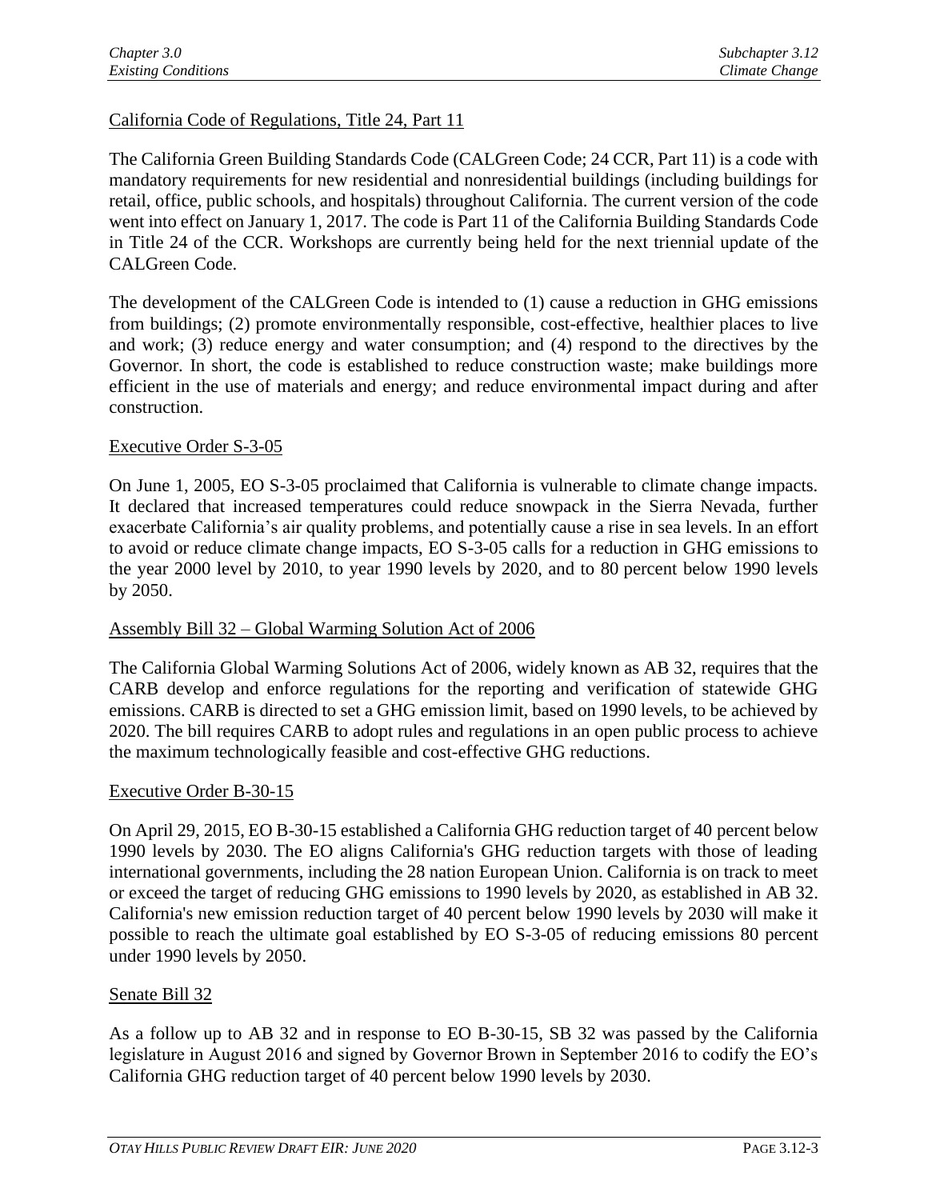California Code of Regulations, Title 24, Part 11

The California Green Building Standards Code (CALGreen Code; 24 CCR, Part 11) is a code with mandatory requirements for new residential and nonresidential buildings (including buildings for retail, office, public schools, and hospitals) throughout California. The current version of the code went into effect on January 1, 2017. The code is Part 11 of the California Building Standards Code in Title 24 of the CCR. Workshops are currently being held for the next triennial update of the CALGreen Code.

The development of the CALGreen Code is intended to (1) cause a reduction in GHG emissions from buildings; (2) promote environmentally responsible, cost-effective, healthier places to live and work; (3) reduce energy and water consumption; and (4) respond to the directives by the Governor. In short, the code is established to reduce construction waste; make buildings more efficient in the use of materials and energy; and reduce environmental impact during and after construction.

Executive Order S-3-05

On June 1, 2005, EO S-3-05 proclaimed that California is vulnerable to climate change impacts. It declared that increased temperatures could reduce snowpack in the Sierra Nevada, further exacerbate California's air quality problems, and potentially cause a rise in sea levels. In an effort to avoid or reduce climate change impacts, EO S-3-05 calls for a reduction in GHG emissions to the year 2000 level by 2010, to year 1990 levels by 2020, and to 80 percent below 1990 levels by 2050.

Assembly Bill 32 – Global Warming Solution Act of 2006

The California Global Warming Solutions Act of 2006, widely known as AB 32, requires that the CARB develop and enforce regulations for the reporting and verification of statewide GHG emissions. CARB is directed to set a GHG emission limit, based on 1990 levels, to be achieved by 2020. The bill requires CARB to adopt rules and regulations in an open public process to achieve the maximum technologically feasible and cost-effective GHG reductions.

Executive Order B-30-15

On April 29, 2015, EO B-30-15 established a California GHG reduction target of 40 percent below 1990 levels by 2030. The EO aligns California's GHG reduction targets with those of leading international governments, including the 28 nation European Union. California is on track to meet or exceed the target of reducing GHG emissions to 1990 levels by 2020, as established in AB 32. California's new emission reduction target of 40 percent below 1990 levels by 2030 will make it possible to reach the ultimate goal established by EO S-3-05 of reducing emissions 80 percent under 1990 levels by 2050.

Senate Bill 32

As a follow up to AB 32 and in response to EO B-30-15, SB 32 was passed by the California legislature in August 2016 and signed by Governor Brown in September 2016 to codify the EO's California GHG reduction target of 40 percent below 1990 levels by 2030.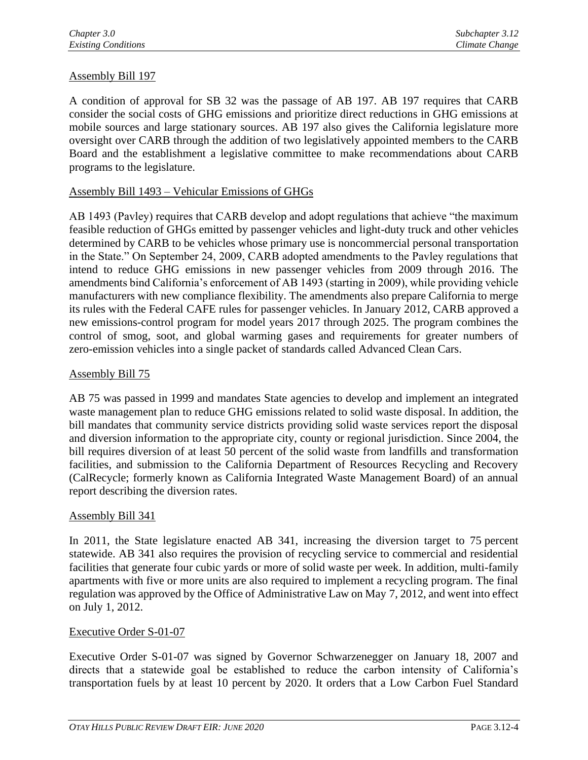### Assembly Bill 197

A condition of approval for SB 32 was the passage of AB 197. AB 197 requires that CARB consider the social costs of GHG emissions and prioritize direct reductions in GHG emissions at mobile sources and large stationary sources. AB 197 also gives the California legislature more oversight over CARB through the addition of two legislatively appointed members to the CARB Board and the establishment a legislative committee to make recommendations about CARB programs to the legislature.

### Assembly Bill 1493 – Vehicular Emissions of GHGs

AB 1493 (Pavley) requires that CARB develop and adopt regulations that achieve "the maximum feasible reduction of GHGs emitted by passenger vehicles and light-duty truck and other vehicles determined by CARB to be vehicles whose primary use is noncommercial personal transportation in the State." On September 24, 2009, CARB adopted amendments to the Pavley regulations that intend to reduce GHG emissions in new passenger vehicles from 2009 through 2016. The amendments bind California's enforcement of AB 1493 (starting in 2009), while providing vehicle manufacturers with new compliance flexibility. The amendments also prepare California to merge its rules with the Federal CAFE rules for passenger vehicles. In January 2012, CARB approved a new emissions-control program for model years 2017 through 2025. The program combines the control of smog, soot, and global warming gases and requirements for greater numbers of zero-emission vehicles into a single packet of standards called Advanced Clean Cars.

### Assembly Bill 75

AB 75 was passed in 1999 and mandates State agencies to develop and implement an integrated waste management plan to reduce GHG emissions related to solid waste disposal. In addition, the bill mandates that community service districts providing solid waste services report the disposal and diversion information to the appropriate city, county or regional jurisdiction. Since 2004, the bill requires diversion of at least 50 percent of the solid waste from landfills and transformation facilities, and submission to the California Department of Resources Recycling and Recovery (CalRecycle; formerly known as California Integrated Waste Management Board) of an annual report describing the diversion rates.

### Assembly Bill 341

In 2011, the State legislature enacted AB 341, increasing the diversion target to 75 percent statewide. AB 341 also requires the provision of recycling service to commercial and residential facilities that generate four cubic yards or more of solid waste per week. In addition, multi-family apartments with five or more units are also required to implement a recycling program. The final regulation was approved by the Office of Administrative Law on May 7, 2012, and went into effect on July 1, 2012.

### Executive Order S-01-07

Executive Order S-01-07 was signed by Governor Schwarzenegger on January 18, 2007 and directs that a statewide goal be established to reduce the carbon intensity of California's transportation fuels by at least 10 percent by 2020. It orders that a Low Carbon Fuel Standard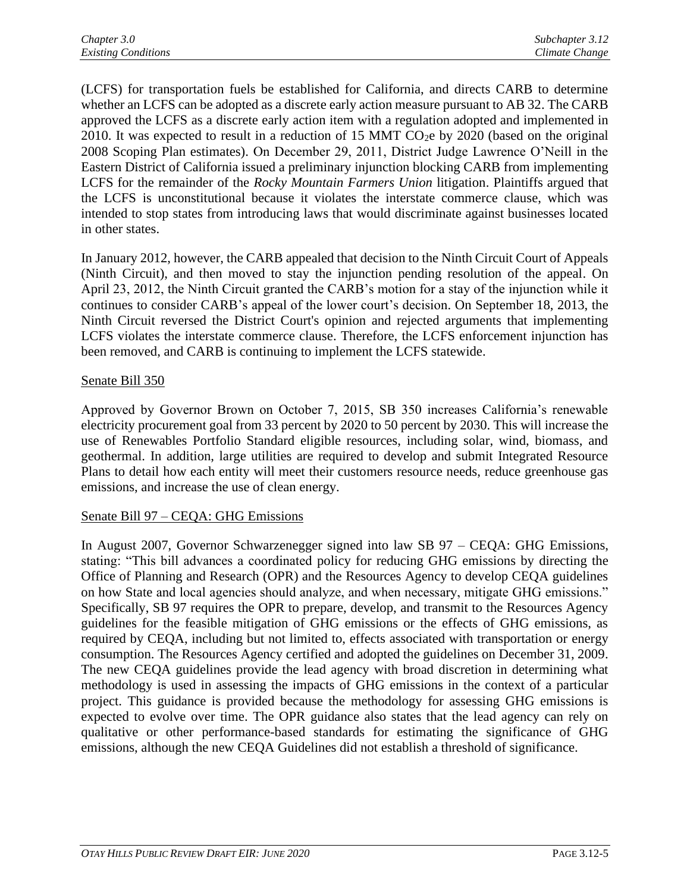(LCFS) for transportation fuels be established for California, and directs CARB to determine whether an LCFS can be adopted as a discrete early action measure pursuant to AB 32. The CARB approved the LCFS as a discrete early action item with a regulation adopted and implemented in 2010. It was expected to result in a reduction of 15 MMT $CO_2e$ by 2020 (based on the original 2008 Scoping Plan estimates). On December 29, 2011, District Judge Lawrence O'Neill in the Eastern District of California issued a preliminary injunction blocking CARB from implementing LCFS for the remainder of the *Rocky Mountain Farmers Union* litigation. Plaintiffs argued that the LCFS is unconstitutional because it violates the interstate commerce clause, which was intended to stop states from introducing laws that would discriminate against businesses located in other states.

In January 2012, however, the CARB appealed that decision to the Ninth Circuit Court of Appeals (Ninth Circuit), and then moved to stay the injunction pending resolution of the appeal. On April 23, 2012, the Ninth Circuit granted the CARB's motion for a stay of the injunction while it continues to consider CARB's appeal of the lower court's decision. On September 18, 2013, the Ninth Circuit reversed the District Court's opinion and rejected arguments that implementing LCFS violates the interstate commerce clause. Therefore, the LCFS enforcement injunction has been removed, and CARB is continuing to implement the LCFS statewide.

#### Senate Bill 350

Approved by Governor Brown on October 7, 2015, SB 350 increases California's renewable electricity procurement goal from 33 percent by 2020 to 50 percent by 2030. This will increase the use of Renewables Portfolio Standard eligible resources, including solar, wind, biomass, and geothermal. In addition, large utilities are required to develop and submit Integrated Resource Plans to detail how each entity will meet their customers resource needs, reduce greenhouse gas emissions, and increase the use of clean energy.

#### Senate Bill 97 – CEQA: GHG Emissions

In August 2007, Governor Schwarzenegger signed into law SB 97 – CEQA: GHG Emissions, stating: "This bill advances a coordinated policy for reducing GHG emissions by directing the Office of Planning and Research (OPR) and the Resources Agency to develop CEQA guidelines on how State and local agencies should analyze, and when necessary, mitigate GHG emissions." Specifically, SB 97 requires the OPR to prepare, develop, and transmit to the Resources Agency guidelines for the feasible mitigation of GHG emissions or the effects of GHG emissions, as required by CEQA, including but not limited to, effects associated with transportation or energy consumption. The Resources Agency certified and adopted the guidelines on December 31, 2009. The new CEQA guidelines provide the lead agency with broad discretion in determining what methodology is used in assessing the impacts of GHG emissions in the context of a particular project. This guidance is provided because the methodology for assessing GHG emissions is expected to evolve over time. The OPR guidance also states that the lead agency can rely on qualitative or other performance-based standards for estimating the significance of GHG emissions, although the new CEQA Guidelines did not establish a threshold of significance.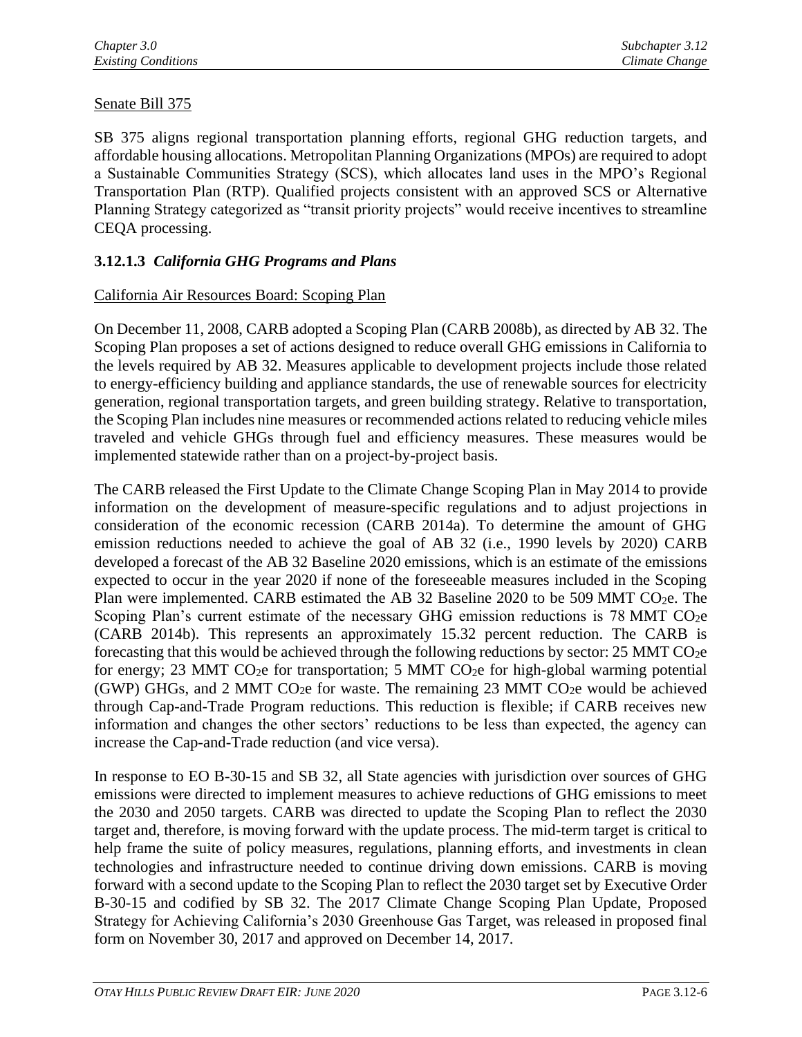Senate Bill 375

SB 375 aligns regional transportation planning efforts, regional GHG reduction targets, and affordable housing allocations. Metropolitan Planning Organizations (MPOs) are required to adopt a Sustainable Communities Strategy (SCS), which allocates land uses in the MPO's Regional Transportation Plan (RTP). Qualified projects consistent with an approved SCS or Alternative Planning Strategy categorized as "transit priority projects" would receive incentives to streamline CEQA processing.

### 3.12.1.3 *California GHG Programs and Plans*

California Air Resources Board: Scoping Plan

On December 11, 2008, CARB adopted a Scoping Plan (CARB 2008b), as directed by AB 32. The Scoping Plan proposes a set of actions designed to reduce overall GHG emissions in California to the levels required by AB 32. Measures applicable to development projects include those related to energy-efficiency building and appliance standards, the use of renewable sources for electricity generation, regional transportation targets, and green building strategy. Relative to transportation, the Scoping Plan includes nine measures or recommended actions related to reducing vehicle miles traveled and vehicle GHGs through fuel and efficiency measures. These measures would be implemented statewide rather than on a project-by-project basis.

The CARB released the First Update to the Climate Change Scoping Plan in May 2014 to provide information on the development of measure-specific regulations and to adjust projections in consideration of the economic recession (CARB 2014a). To determine the amount of GHG emission reductions needed to achieve the goal of AB 32 (i.e., 1990 levels by 2020) CARB developed a forecast of the AB 32 Baseline 2020 emissions, which is an estimate of the emissions expected to occur in the year 2020 if none of the foreseeable measures included in the Scoping Plan were implemented. CARB estimated the AB 32 Baseline 2020 to be 509 MMT $CO_2e$. The Scoping Plan's current estimate of the necessary GHG emission reductions is 78 MMT $CO_2e$ (CARB 2014b). This represents an approximately 15.32 percent reduction. The CARB is forecasting that this would be achieved through the following reductions by sector: 25 MMT $CO_2e$ for energy; 23 MMT $CO_2e$ for transportation; 5 MMT $CO_2e$ for high-global warming potential (GWP) GHGs, and 2 MMT $CO_2e$ for waste. The remaining 23 MMT $CO_2e$ would be achieved through Cap-and-Trade Program reductions. This reduction is flexible; if CARB receives new information and changes the other sectors' reductions to be less than expected, the agency can increase the Cap-and-Trade reduction (and vice versa).

In response to EO B-30-15 and SB 32, all State agencies with jurisdiction over sources of GHG emissions were directed to implement measures to achieve reductions of GHG emissions to meet the 2030 and 2050 targets. CARB was directed to update the Scoping Plan to reflect the 2030 target and, therefore, is moving forward with the update process. The mid-term target is critical to help frame the suite of policy measures, regulations, planning efforts, and investments in clean technologies and infrastructure needed to continue driving down emissions. CARB is moving forward with a second update to the Scoping Plan to reflect the 2030 target set by Executive Order B-30-15 and codified by SB 32. The 2017 Climate Change Scoping Plan Update, Proposed Strategy for Achieving California's 2030 Greenhouse Gas Target, was released in proposed final form on November 30, 2017 and approved on December 14, 2017.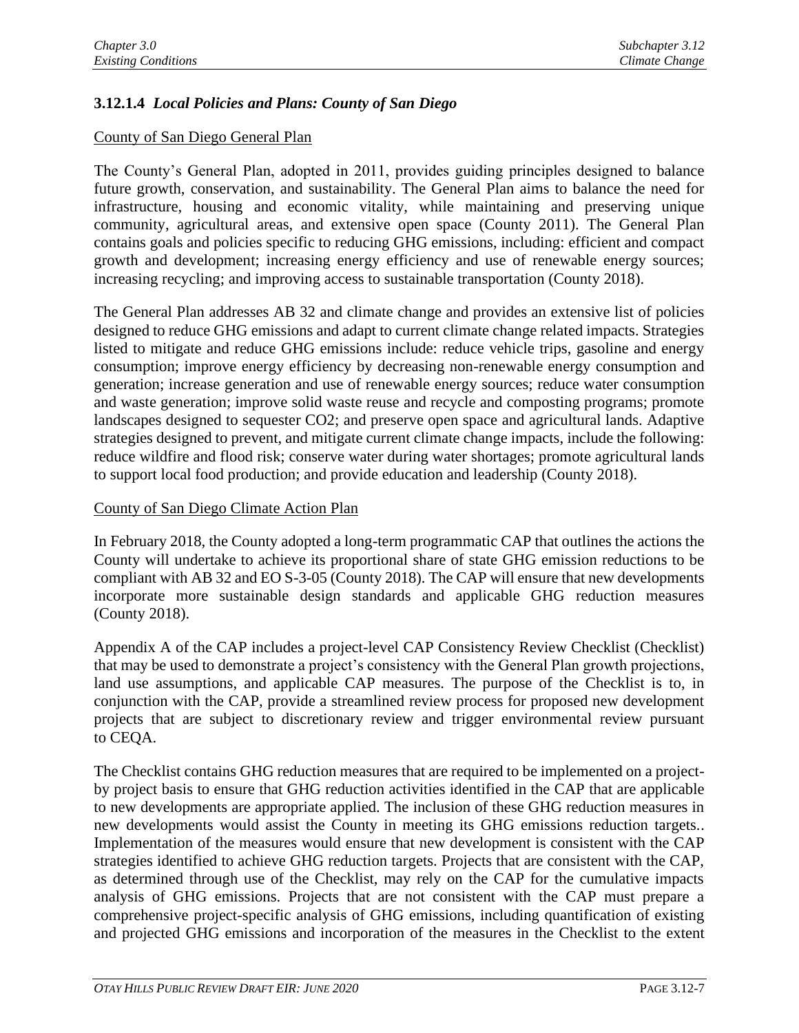### 3.12.1.4 *Local Policies and Plans: County of San Diego*

County of San Diego General Plan

The County's General Plan, adopted in 2011, provides guiding principles designed to balance future growth, conservation, and sustainability. The General Plan aims to balance the need for infrastructure, housing and economic vitality, while maintaining and preserving unique community, agricultural areas, and extensive open space (County 2011). The General Plan contains goals and policies specific to reducing GHG emissions, including: efficient and compact growth and development; increasing energy efficiency and use of renewable energy sources; increasing recycling; and improving access to sustainable transportation (County 2018).

The General Plan addresses AB 32 and climate change and provides an extensive list of policies designed to reduce GHG emissions and adapt to current climate change related impacts. Strategies listed to mitigate and reduce GHG emissions include: reduce vehicle trips, gasoline and energy consumption; improve energy efficiency by decreasing non-renewable energy consumption and generation; increase generation and use of renewable energy sources; reduce water consumption and waste generation; improve solid waste reuse and recycle and composting programs; promote landscapes designed to sequester $CO_2$; and preserve open space and agricultural lands. Adaptive strategies designed to prevent, and mitigate current climate change impacts, include the following: reduce wildfire and flood risk; conserve water during water shortages; promote agricultural lands to support local food production; and provide education and leadership (County 2018).

County of San Diego Climate Action Plan

In February 2018, the County adopted a long-term programmatic CAP that outlines the actions the County will undertake to achieve its proportional share of state GHG emission reductions to be compliant with AB 32 and EO S-3-05 (County 2018). The CAP will ensure that new developments incorporate more sustainable design standards and applicable GHG reduction measures (County 2018).

Appendix A of the CAP includes a project-level CAP Consistency Review Checklist (Checklist) that may be used to demonstrate a project's consistency with the General Plan growth projections, land use assumptions, and applicable CAP measures. The purpose of the Checklist is to, in conjunction with the CAP, provide a streamlined review process for proposed new development projects that are subject to discretionary review and trigger environmental review pursuant to CEQA.

The Checklist contains GHG reduction measures that are required to be implemented on a project-by project basis to ensure that GHG reduction activities identified in the CAP that are applicable to new developments are appropriate applied. The inclusion of these GHG reduction measures in new developments would assist the County in meeting its GHG emissions reduction targets.. Implementation of the measures would ensure that new development is consistent with the CAP strategies identified to achieve GHG reduction targets. Projects that are consistent with the CAP, as determined through use of the Checklist, may rely on the CAP for the cumulative impacts analysis of GHG emissions. Projects that are not consistent with the CAP must prepare a comprehensive project-specific analysis of GHG emissions, including quantification of existing and projected GHG emissions and incorporation of the measures in the Checklist to the extent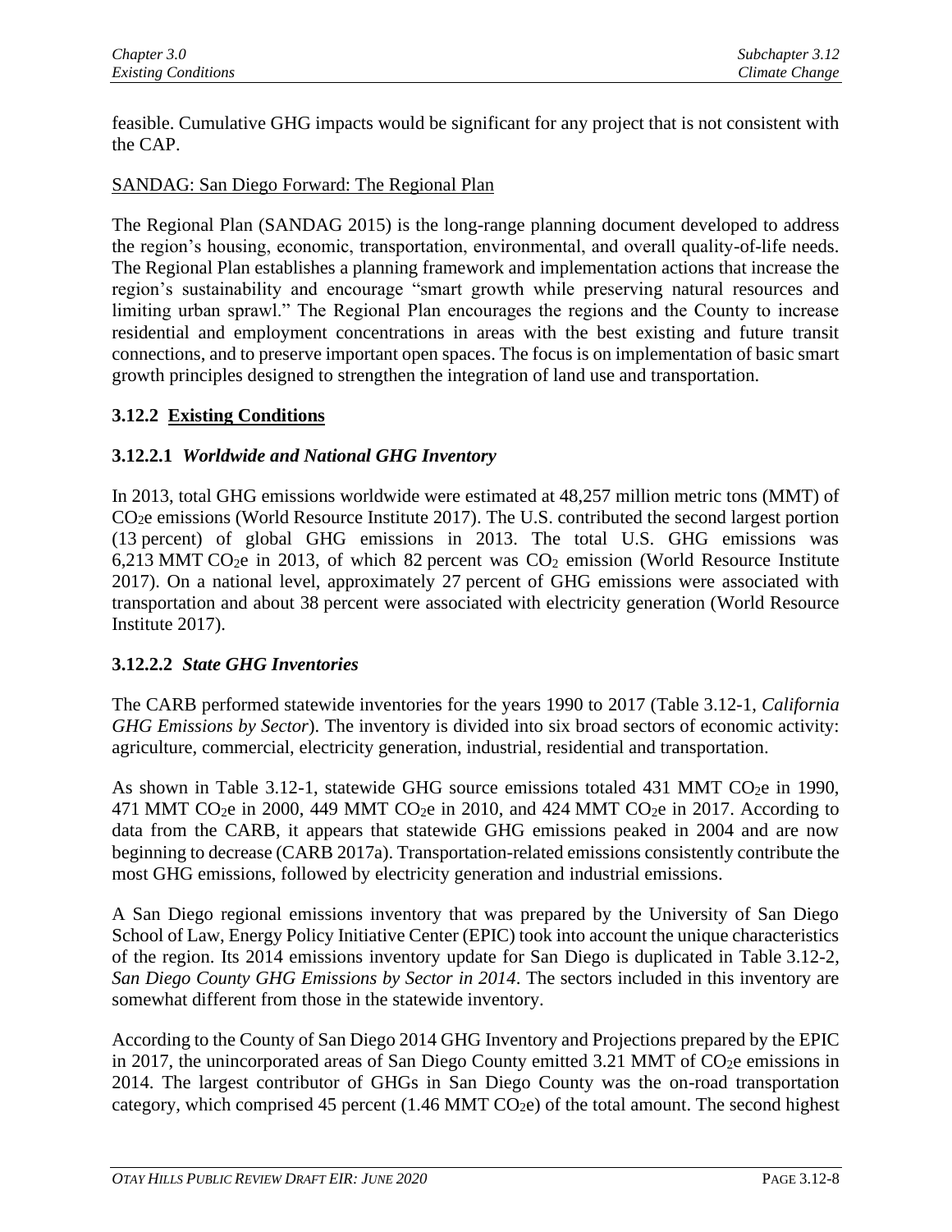feasible. Cumulative GHG impacts would be significant for any project that is not consistent with the CAP.

SANDAG: San Diego Forward: The Regional Plan

The Regional Plan (SANDAG 2015) is the long-range planning document developed to address the region's housing, economic, transportation, environmental, and overall quality-of-life needs. The Regional Plan establishes a planning framework and implementation actions that increase the region's sustainability and encourage "smart growth while preserving natural resources and limiting urban sprawl." The Regional Plan encourages the regions and the County to increase residential and employment concentrations in areas with the best existing and future transit connections, and to preserve important open spaces. The focus is on implementation of basic smart growth principles designed to strengthen the integration of land use and transportation.

### 3.12.2 Existing Conditions

### 3.12.2.1 *Worldwide and National GHG Inventory*

In 2013, total GHG emissions worldwide were estimated at 48,257 million metric tons (MMT) of $CO_2e$ emissions (World Resource Institute 2017). The U.S. contributed the second largest portion (13 percent) of global GHG emissions in 2013. The total U.S. GHG emissions was 6,213 MMT $CO_2e$ in 2013, of which 82 percent was $CO_2$ emission (World Resource Institute 2017). On a national level, approximately 27 percent of GHG emissions were associated with transportation and about 38 percent were associated with electricity generation (World Resource Institute 2017).

### 3.12.2.2 *State GHG Inventories*

The CARB performed statewide inventories for the years 1990 to 2017 (Table 3.12-1, *California GHG Emissions by Sector*). The inventory is divided into six broad sectors of economic activity: agriculture, commercial, electricity generation, industrial, residential and transportation.

As shown in Table 3.12-1, statewide GHG source emissions totaled 431 MMT $CO_2e$ in 1990, 471 MMT $CO_2e$ in 2000, 449 MMT $CO_2e$ in 2010, and 424 MMT $CO_2e$ in 2017. According to data from the CARB, it appears that statewide GHG emissions peaked in 2004 and are now beginning to decrease (CARB 2017a). Transportation-related emissions consistently contribute the most GHG emissions, followed by electricity generation and industrial emissions.

A San Diego regional emissions inventory that was prepared by the University of San Diego School of Law, Energy Policy Initiative Center (EPIC) took into account the unique characteristics of the region. Its 2014 emissions inventory update for San Diego is duplicated in Table 3.12-2, *San Diego County GHG Emissions by Sector in 2014*. The sectors included in this inventory are somewhat different from those in the statewide inventory.

According to the County of San Diego 2014 GHG Inventory and Projections prepared by the EPIC in 2017, the unincorporated areas of San Diego County emitted 3.21 MMT of $CO_2e$ emissions in 2014. The largest contributor of GHGs in San Diego County was the on-road transportation category, which comprised 45 percent (1.46 MMT $CO_2e$) of the total amount. The second highest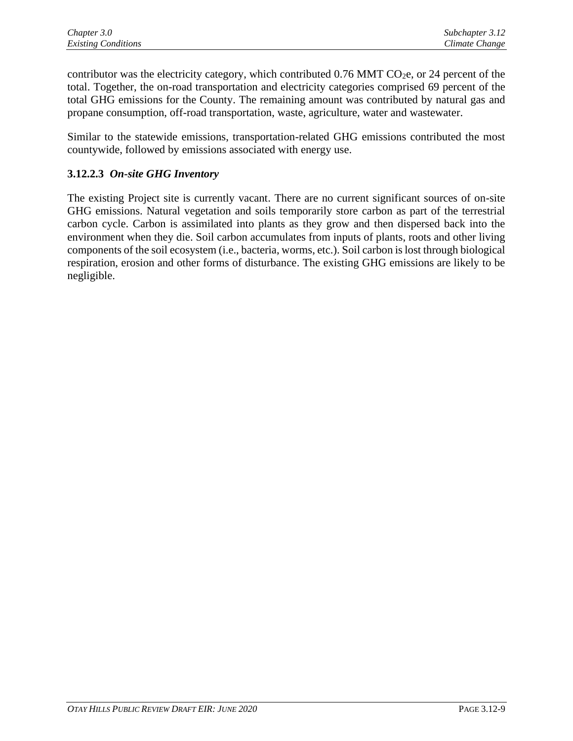contributor was the electricity category, which contributed 0.76 MMT $CO_2$e, or 24 percent of the total. Together, the on-road transportation and electricity categories comprised 69 percent of the total GHG emissions for the County. The remaining amount was contributed by natural gas and propane consumption, off-road transportation, waste, agriculture, water and wastewater.

Similar to the statewide emissions, transportation-related GHG emissions contributed the most countywide, followed by emissions associated with energy use.

### 3.12.2.3 *On-site GHG Inventory*

The existing Project site is currently vacant. There are no current significant sources of on-site GHG emissions. Natural vegetation and soils temporarily store carbon as part of the terrestrial carbon cycle. Carbon is assimilated into plants as they grow and then dispersed back into the environment when they die. Soil carbon accumulates from inputs of plants, roots and other living components of the soil ecosystem (i.e., bacteria, worms, etc.). Soil carbon is lost through biological respiration, erosion and other forms of disturbance. The existing GHG emissions are likely to be negligible.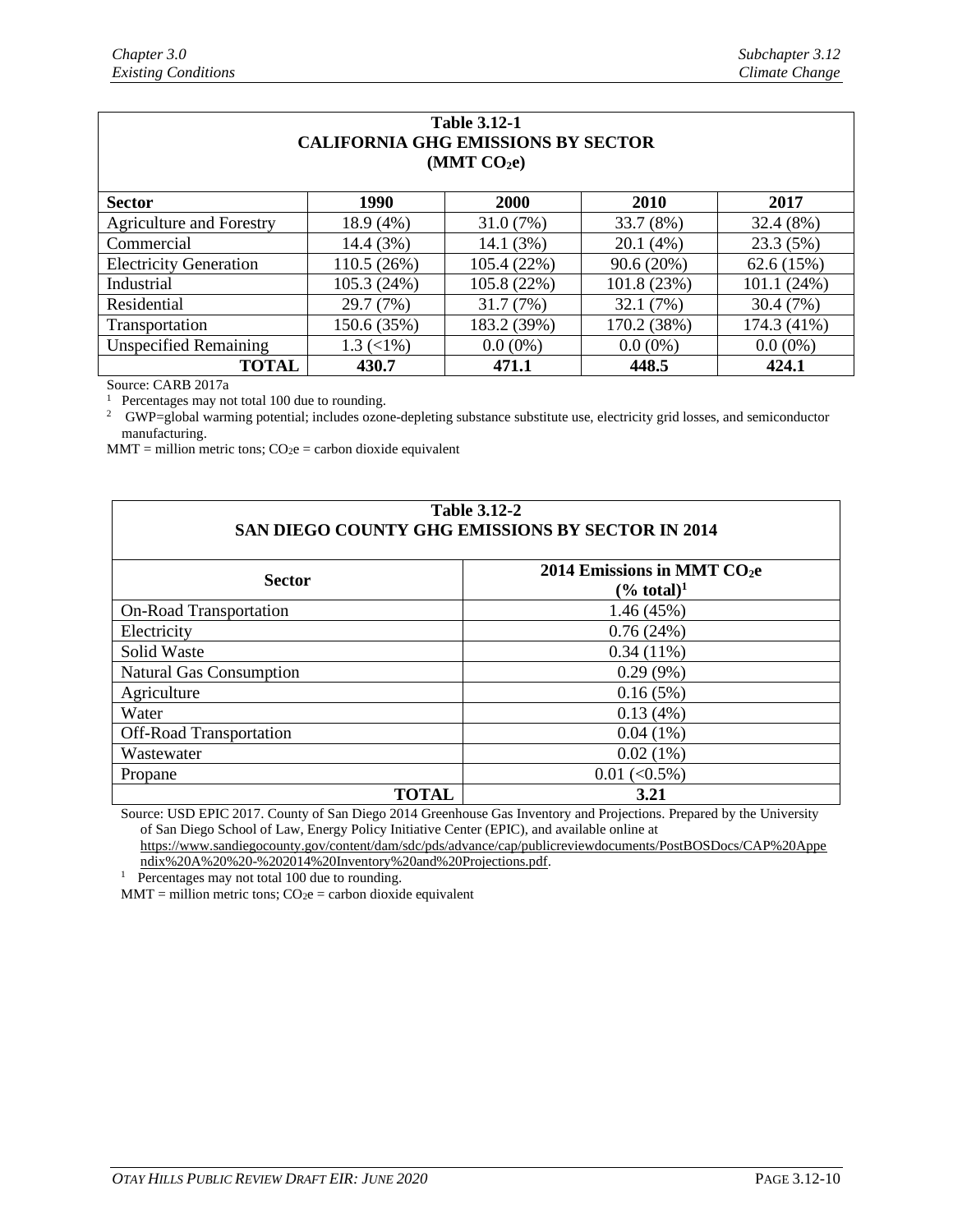**Table 3.12-1**
**CALIFORNIA GHG EMISSIONS BY SECTOR**
**(MMT $CO_2$e)**

| Sector | 1990 | 2000 | 2010 | 2017 |
|---|---|---|---|---|
| Agriculture and Forestry | 18.9 (4%) | 31.0 (7%) | 33.7 (8%) | 32.4 (8%) |
| Commercial | 14.4 (3%) | 14.1 (3%) | 20.1 (4%) | 23.3 (5%) |
| Electricity Generation | 110.5 (26%) | 105.4 (22%) | 90.6 (20%) | 62.6 (15%) |
| Industrial | 105.3 (24%) | 105.8 (22%) | 101.8 (23%) | 101.1 (24%) |
| Residential | 29.7 (7%) | 31.7 (7%) | 32.1 (7%) | 30.4 (7%) |
| Transportation | 150.6 (35%) | 183.2 (39%) | 170.2 (38%) | 174.3 (41%) |
| Unspecified Remaining | 1.3 (<1%) | 0.0 (0%) | 0.0 (0%) | 0.0 (0%) |
| **TOTAL** | **430.7** | **471.1** | **448.5** | **424.1** |

Source: CARB 2017a

[1] Percentages may not total 100 due to rounding.

[2] GWP=global warming potential; includes ozone-depleting substance substitute use, electricity grid losses, and semiconductor manufacturing.

MMT = million metric tons; $CO_2$e = carbon dioxide equivalent

**Table 3.12-2**
**SAN DIEGO COUNTY GHG EMISSIONS BY SECTOR IN 2014**

| Sector | 2014 Emissions in MMT $CO_2$e (% total)[1] |
|---|---|
| On-Road Transportation | 1.46 (45%) |
| Electricity | 0.76 (24%) |
| Solid Waste | 0.34 (11%) |
| Natural Gas Consumption | 0.29 (9%) |
| Agriculture | 0.16 (5%) |
| Water | 0.13 (4%) |
| Off-Road Transportation | 0.04 (1%) |
| Wastewater | 0.02 (1%) |
| Propane | 0.01 (<0.5%) |
| **TOTAL** | **3.21** |

Source: USD EPIC 2017. County of San Diego 2014 Greenhouse Gas Inventory and Projections. Prepared by the University of San Diego School of Law, Energy Policy Initiative Center (EPIC), and available online at https://www.sandiegocounty.gov/content/dam/sdc/pds/advance/cap/publicreviewdocuments/PostBOSDocs/CAP%20Appendix%20A%20%20-%202014%20Inventory%20and%20Projections.pdf.

[1] Percentages may not total 100 due to rounding.

MMT = million metric tons; $CO_2$e = carbon dioxide equivalent